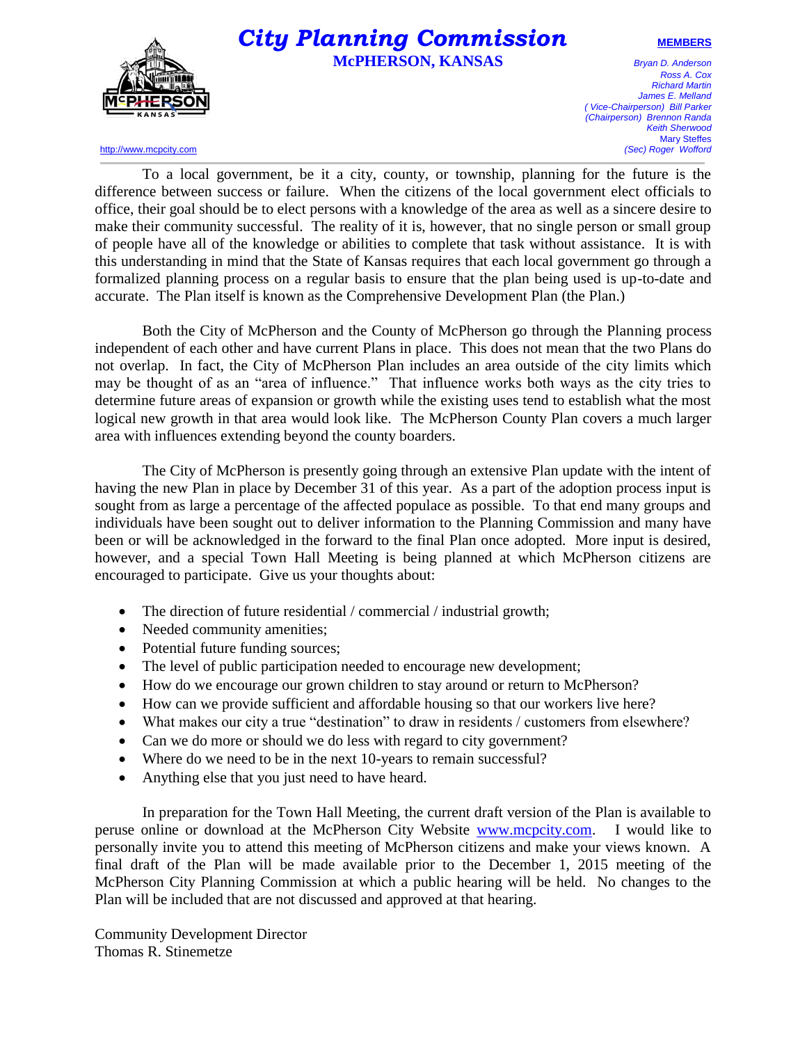# City Planning Commission

## McPHERSON, KANSAS

http://www.mcpcity.com

**MEMBERS**

*Bryan D. Anderson*
*Ross A. Cox*
*Richard Martin*
*James E. Melland*
*(Vice-Chairperson) Bill Parker*
*(Chairperson) Brennon Randa*
*Keith Sherwood*
Mary Steffes
*(Sec) Roger Wofford*

---

To a local government, be it a city, county, or township, planning for the future is the difference between success or failure. When the citizens of the local government elect officials to office, their goal should be to elect persons with a knowledge of the area as well as a sincere desire to make their community successful. The reality of it is, however, that no single person or small group of people have all of the knowledge or abilities to complete that task without assistance. It is with this understanding in mind that the State of Kansas requires that each local government go through a formalized planning process on a regular basis to ensure that the plan being used is up-to-date and accurate. The Plan itself is known as the Comprehensive Development Plan (the Plan.)

Both the City of McPherson and the County of McPherson go through the Planning process independent of each other and have current Plans in place. This does not mean that the two Plans do not overlap. In fact, the City of McPherson Plan includes an area outside of the city limits which may be thought of as an "area of influence." That influence works both ways as the city tries to determine future areas of expansion or growth while the existing uses tend to establish what the most logical new growth in that area would look like. The McPherson County Plan covers a much larger area with influences extending beyond the county boarders.

The City of McPherson is presently going through an extensive Plan update with the intent of having the new Plan in place by December 31 of this year. As a part of the adoption process input is sought from as large a percentage of the affected populace as possible. To that end many groups and individuals have been sought out to deliver information to the Planning Commission and many have been or will be acknowledged in the forward to the final Plan once adopted. More input is desired, however, and a special Town Hall Meeting is being planned at which McPherson citizens are encouraged to participate. Give us your thoughts about:

- The direction of future residential / commercial / industrial growth;
- Needed community amenities;
- Potential future funding sources;
- The level of public participation needed to encourage new development;
- How do we encourage our grown children to stay around or return to McPherson?
- How can we provide sufficient and affordable housing so that our workers live here?
- What makes our city a true "destination" to draw in residents / customers from elsewhere?
- Can we do more or should we do less with regard to city government?
- Where do we need to be in the next 10-years to remain successful?
- Anything else that you just need to have heard.

In preparation for the Town Hall Meeting, the current draft version of the Plan is available to peruse online or download at the McPherson City Website www.mcpcity.com. I would like to personally invite you to attend this meeting of McPherson citizens and make your views known. A final draft of the Plan will be made available prior to the December 1, 2015 meeting of the McPherson City Planning Commission at which a public hearing will be held. No changes to the Plan will be included that are not discussed and approved at that hearing.

Community Development Director
Thomas R. Stinemetze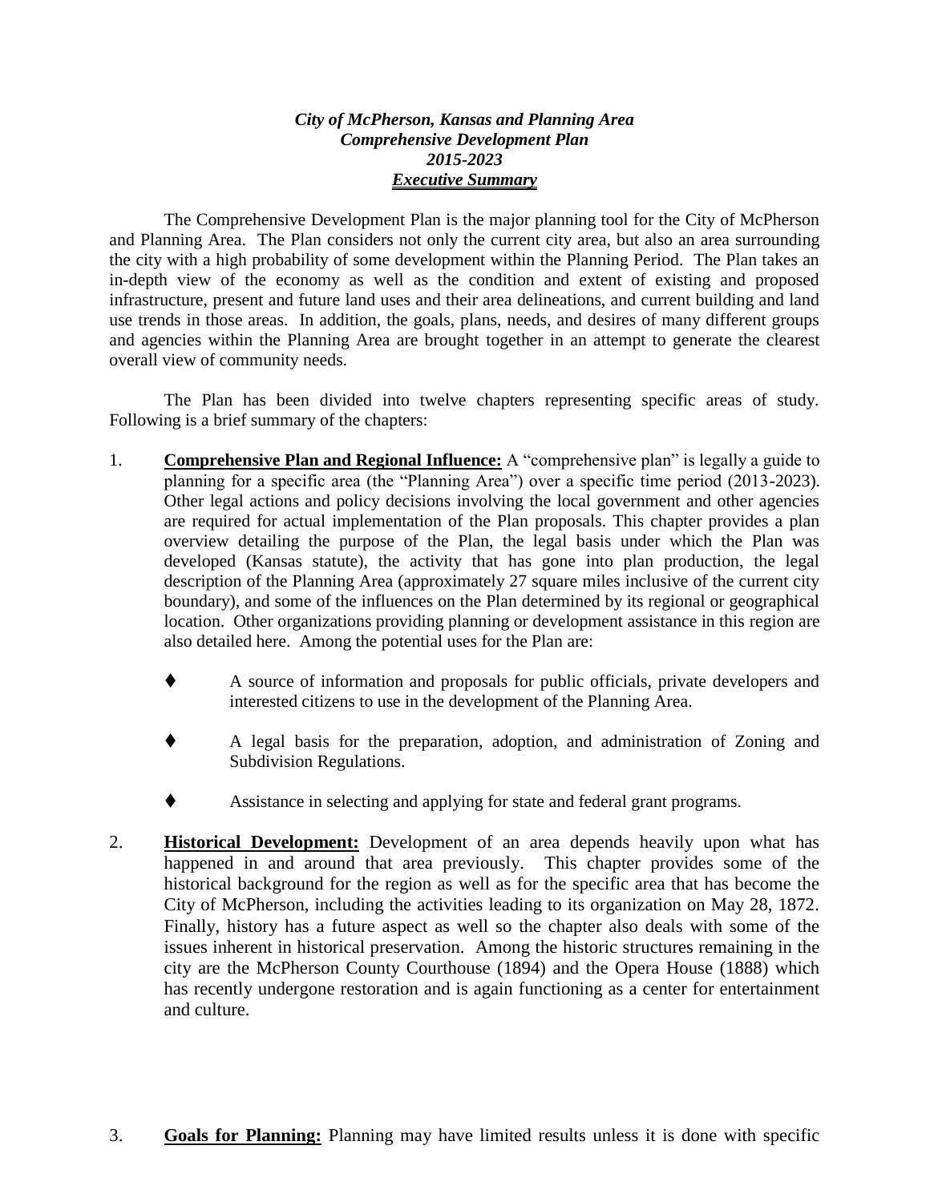***City of McPherson, Kansas and Planning Area***
***Comprehensive Development Plan***
***2015-2023***
***Executive Summary***

The Comprehensive Development Plan is the major planning tool for the City of McPherson and Planning Area. The Plan considers not only the current city area, but also an area surrounding the city with a high probability of some development within the Planning Period. The Plan takes an in-depth view of the economy as well as the condition and extent of existing and proposed infrastructure, present and future land uses and their area delineations, and current building and land use trends in those areas. In addition, the goals, plans, needs, and desires of many different groups and agencies within the Planning Area are brought together in an attempt to generate the clearest overall view of community needs.

The Plan has been divided into twelve chapters representing specific areas of study. Following is a brief summary of the chapters:

1. **Comprehensive Plan and Regional Influence:** A "comprehensive plan" is legally a guide to planning for a specific area (the "Planning Area") over a specific time period (2013-2023). Other legal actions and policy decisions involving the local government and other agencies are required for actual implementation of the Plan proposals. This chapter provides a plan overview detailing the purpose of the Plan, the legal basis under which the Plan was developed (Kansas statute), the activity that has gone into plan production, the legal description of the Planning Area (approximately 27 square miles inclusive of the current city boundary), and some of the influences on the Plan determined by its regional or geographical location. Other organizations providing planning or development assistance in this region are also detailed here. Among the potential uses for the Plan are:

   - A source of information and proposals for public officials, private developers and interested citizens to use in the development of the Planning Area.
   - A legal basis for the preparation, adoption, and administration of Zoning and Subdivision Regulations.
   - Assistance in selecting and applying for state and federal grant programs.

2. **Historical Development:** Development of an area depends heavily upon what has happened in and around that area previously. This chapter provides some of the historical background for the region as well as for the specific area that has become the City of McPherson, including the activities leading to its organization on May 28, 1872. Finally, history has a future aspect as well so the chapter also deals with some of the issues inherent in historical preservation. Among the historic structures remaining in the city are the McPherson County Courthouse (1894) and the Opera House (1888) which has recently undergone restoration and is again functioning as a center for entertainment and culture.

3. **Goals for Planning:** Planning may have limited results unless it is done with specific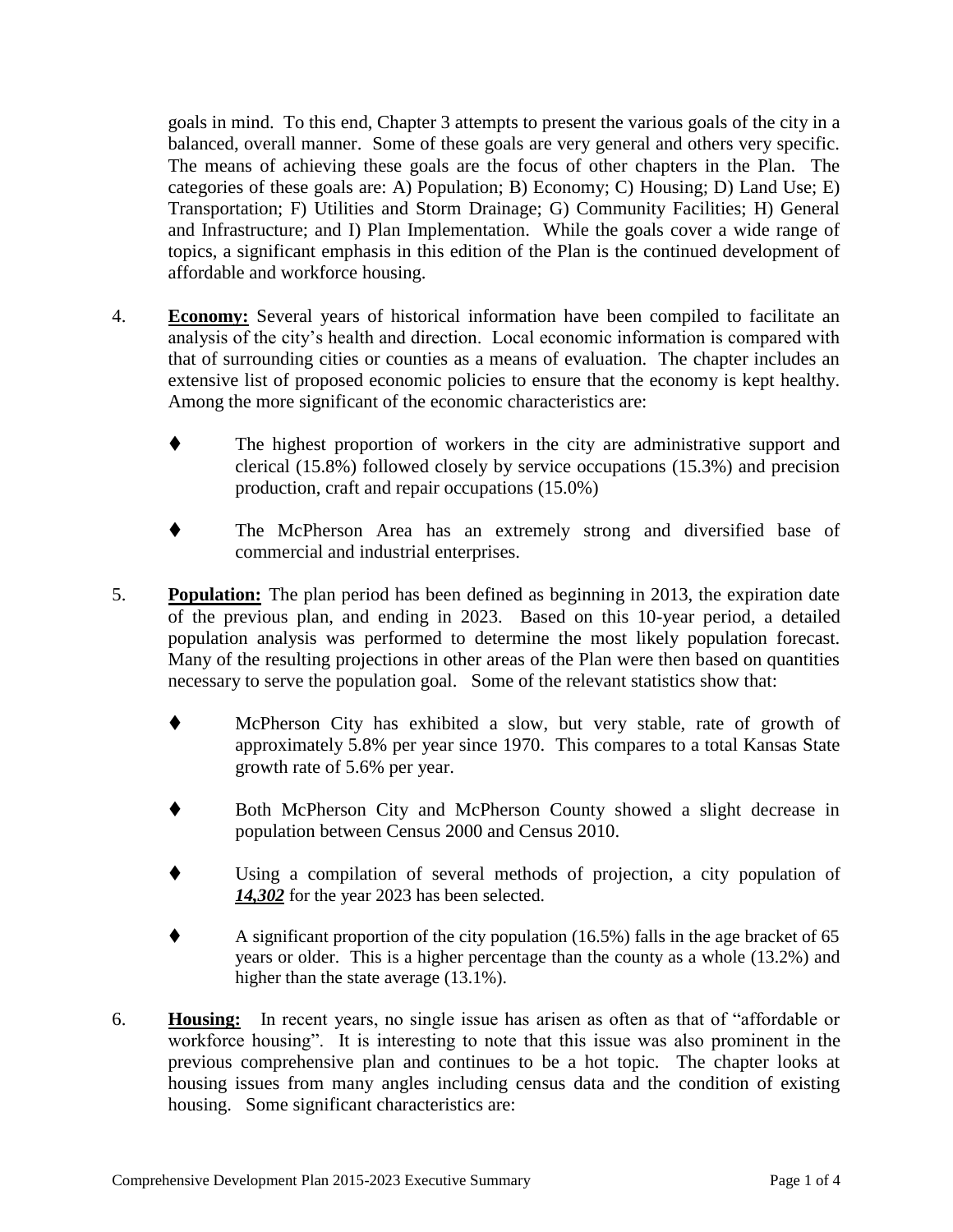goals in mind. To this end, Chapter 3 attempts to present the various goals of the city in a balanced, overall manner. Some of these goals are very general and others very specific. The means of achieving these goals are the focus of other chapters in the Plan. The categories of these goals are: A) Population; B) Economy; C) Housing; D) Land Use; E) Transportation; F) Utilities and Storm Drainage; G) Community Facilities; H) General and Infrastructure; and I) Plan Implementation. While the goals cover a wide range of topics, a significant emphasis in this edition of the Plan is the continued development of affordable and workforce housing.

4. **Economy:** Several years of historical information have been compiled to facilitate an analysis of the city's health and direction. Local economic information is compared with that of surrounding cities or counties as a means of evaluation. The chapter includes an extensive list of proposed economic policies to ensure that the economy is kept healthy. Among the more significant of the economic characteristics are:

   - The highest proportion of workers in the city are administrative support and clerical (15.8%) followed closely by service occupations (15.3%) and precision production, craft and repair occupations (15.0%)

   - The McPherson Area has an extremely strong and diversified base of commercial and industrial enterprises.

5. **Population:** The plan period has been defined as beginning in 2013, the expiration date of the previous plan, and ending in 2023. Based on this 10-year period, a detailed population analysis was performed to determine the most likely population forecast. Many of the resulting projections in other areas of the Plan were then based on quantities necessary to serve the population goal. Some of the relevant statistics show that:

   - McPherson City has exhibited a slow, but very stable, rate of growth of approximately 5.8% per year since 1970. This compares to a total Kansas State growth rate of 5.6% per year.

   - Both McPherson City and McPherson County showed a slight decrease in population between Census 2000 and Census 2010.

   - Using a compilation of several methods of projection, a city population of ***14,302*** for the year 2023 has been selected.

   - A significant proportion of the city population (16.5%) falls in the age bracket of 65 years or older. This is a higher percentage than the county as a whole (13.2%) and higher than the state average (13.1%).

6. **Housing:** In recent years, no single issue has arisen as often as that of "affordable or workforce housing". It is interesting to note that this issue was also prominent in the previous comprehensive plan and continues to be a hot topic. The chapter looks at housing issues from many angles including census data and the condition of existing housing. Some significant characteristics are: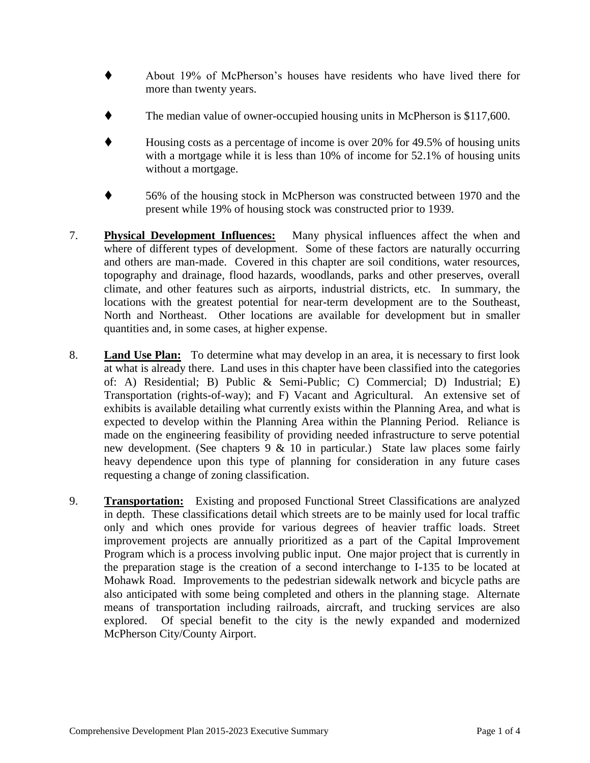- About 19% of McPherson's houses have residents who have lived there for more than twenty years.
- The median value of owner-occupied housing units in McPherson is $117,600.
- Housing costs as a percentage of income is over 20% for 49.5% of housing units with a mortgage while it is less than 10% of income for 52.1% of housing units without a mortgage.
- 56% of the housing stock in McPherson was constructed between 1970 and the present while 19% of housing stock was constructed prior to 1939.

7. **Physical Development Influences:** Many physical influences affect the when and where of different types of development. Some of these factors are naturally occurring and others are man-made. Covered in this chapter are soil conditions, water resources, topography and drainage, flood hazards, woodlands, parks and other preserves, overall climate, and other features such as airports, industrial districts, etc. In summary, the locations with the greatest potential for near-term development are to the Southeast, North and Northeast. Other locations are available for development but in smaller quantities and, in some cases, at higher expense.

8. **Land Use Plan:** To determine what may develop in an area, it is necessary to first look at what is already there. Land uses in this chapter have been classified into the categories of: A) Residential; B) Public & Semi-Public; C) Commercial; D) Industrial; E) Transportation (rights-of-way); and F) Vacant and Agricultural. An extensive set of exhibits is available detailing what currently exists within the Planning Area, and what is expected to develop within the Planning Area within the Planning Period. Reliance is made on the engineering feasibility of providing needed infrastructure to serve potential new development. (See chapters 9 & 10 in particular.) State law places some fairly heavy dependence upon this type of planning for consideration in any future cases requesting a change of zoning classification.

9. **Transportation:** Existing and proposed Functional Street Classifications are analyzed in depth. These classifications detail which streets are to be mainly used for local traffic only and which ones provide for various degrees of heavier traffic loads. Street improvement projects are annually prioritized as a part of the Capital Improvement Program which is a process involving public input. One major project that is currently in the preparation stage is the creation of a second interchange to I-135 to be located at Mohawk Road. Improvements to the pedestrian sidewalk network and bicycle paths are also anticipated with some being completed and others in the planning stage. Alternate means of transportation including railroads, aircraft, and trucking services are also explored. Of special benefit to the city is the newly expanded and modernized McPherson City/County Airport.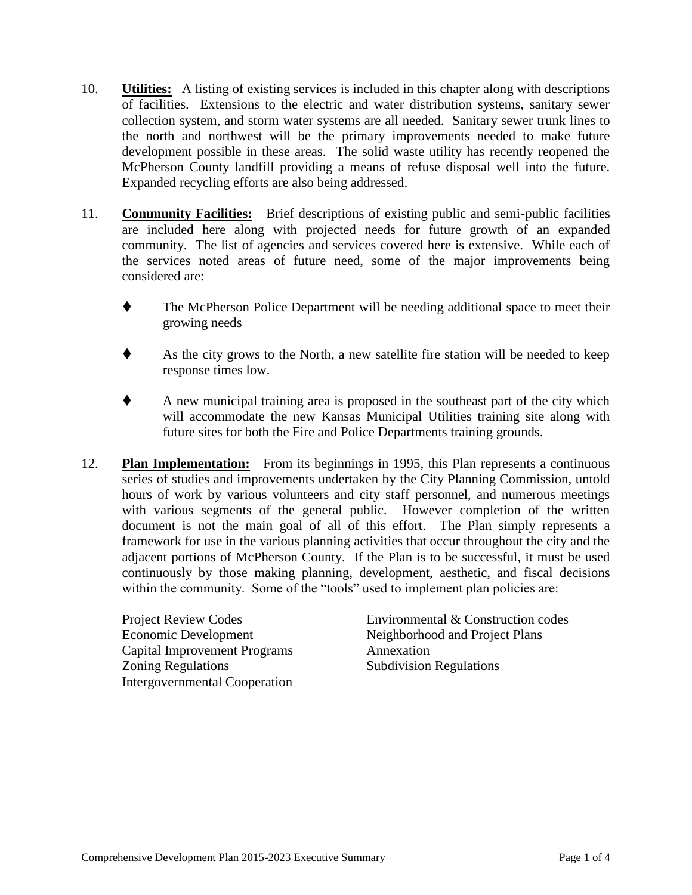10. **Utilities:** A listing of existing services is included in this chapter along with descriptions of facilities. Extensions to the electric and water distribution systems, sanitary sewer collection system, and storm water systems are all needed. Sanitary sewer trunk lines to the north and northwest will be the primary improvements needed to make future development possible in these areas. The solid waste utility has recently reopened the McPherson County landfill providing a means of refuse disposal well into the future. Expanded recycling efforts are also being addressed.

11. **Community Facilities:** Brief descriptions of existing public and semi-public facilities are included here along with projected needs for future growth of an expanded community. The list of agencies and services covered here is extensive. While each of the services noted areas of future need, some of the major improvements being considered are:

    - The McPherson Police Department will be needing additional space to meet their growing needs
    - As the city grows to the North, a new satellite fire station will be needed to keep response times low.
    - A new municipal training area is proposed in the southeast part of the city which will accommodate the new Kansas Municipal Utilities training site along with future sites for both the Fire and Police Departments training grounds.

12. **Plan Implementation:** From its beginnings in 1995, this Plan represents a continuous series of studies and improvements undertaken by the City Planning Commission, untold hours of work by various volunteers and city staff personnel, and numerous meetings with various segments of the general public. However completion of the written document is not the main goal of all of this effort. The Plan simply represents a framework for use in the various planning activities that occur throughout the city and the adjacent portions of McPherson County. If the Plan is to be successful, it must be used continuously by those making planning, development, aesthetic, and fiscal decisions within the community. Some of the "tools" used to implement plan policies are:

    Project Review Codes
    Economic Development
    Capital Improvement Programs
    Zoning Regulations
    Intergovernmental Cooperation
    Environmental & Construction codes
    Neighborhood and Project Plans
    Annexation
    Subdivision Regulations